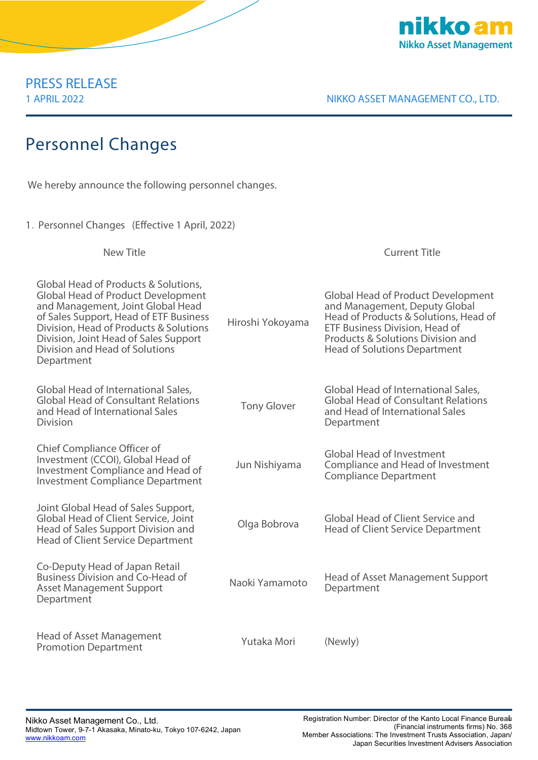PRESS RELEASE
1 APRIL 2022

NIKKO ASSET MANAGEMENT CO., LTD.

# Personnel Changes

We hereby announce the following personnel changes.

1. Personnel Changes (Effective 1 April, 2022)

| New Title | | Current Title |
|---|---|---|
| Global Head of Products & Solutions, Global Head of Product Development and Management, Joint Global Head of Sales Support, Head of ETF Business Division, Head of Products & Solutions Division, Joint Head of Sales Support Division and Head of Solutions Department | Hiroshi Yokoyama | Global Head of Product Development and Management, Deputy Global Head of Products & Solutions, Head of ETF Business Division, Head of Products & Solutions Division and Head of Solutions Department |
| Global Head of International Sales, Global Head of Consultant Relations and Head of International Sales Division | Tony Glover | Global Head of International Sales, Global Head of Consultant Relations and Head of International Sales Department |
| Chief Compliance Officer of Investment (CCOI), Global Head of Investment Compliance and Head of Investment Compliance Department | Jun Nishiyama | Global Head of Investment Compliance and Head of Investment Compliance Department |
| Joint Global Head of Sales Support, Global Head of Client Service, Joint Head of Sales Support Division and Head of Client Service Department | Olga Bobrova | Global Head of Client Service and Head of Client Service Department |
| Co-Deputy Head of Japan Retail Business Division and Co-Head of Asset Management Support Department | Naoki Yamamoto | Head of Asset Management Support Department |
| Head of Asset Management Promotion Department | Yutaka Mori | (Newly) |

Nikko Asset Management Co., Ltd.
Midtown Tower, 9-7-1 Akasaka, Minato-ku, Tokyo 107-6242, Japan
www.nikkoam.com

Registration Number: Director of the Kanto Local Finance Bureau (Financial instruments firms) No. 368
Member Associations: The Investment Trusts Association, Japan/ Japan Securities Investment Advisers Association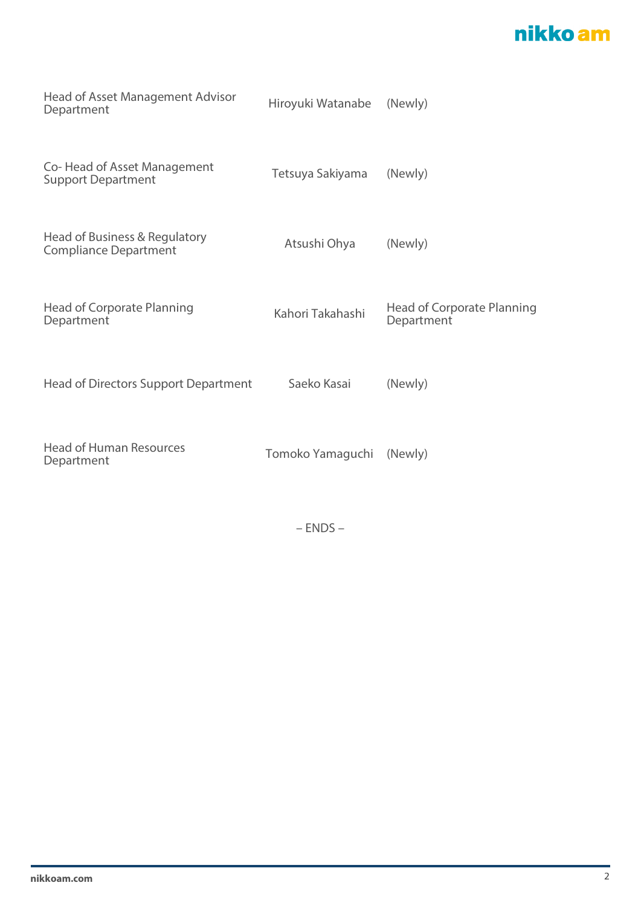| | | |
|---|---|---|
| Head of Asset Management Advisor Department | Hiroyuki Watanabe | (Newly) |
| Co- Head of Asset Management Support Department | Tetsuya Sakiyama | (Newly) |
| Head of Business & Regulatory Compliance Department | Atsushi Ohya | (Newly) |
| Head of Corporate Planning Department | Kahori Takahashi | Head of Corporate Planning Department |
| Head of Directors Support Department | Saeko Kasai | (Newly) |
| Head of Human Resources Department | Tomoko Yamaguchi | (Newly) |

– ENDS –